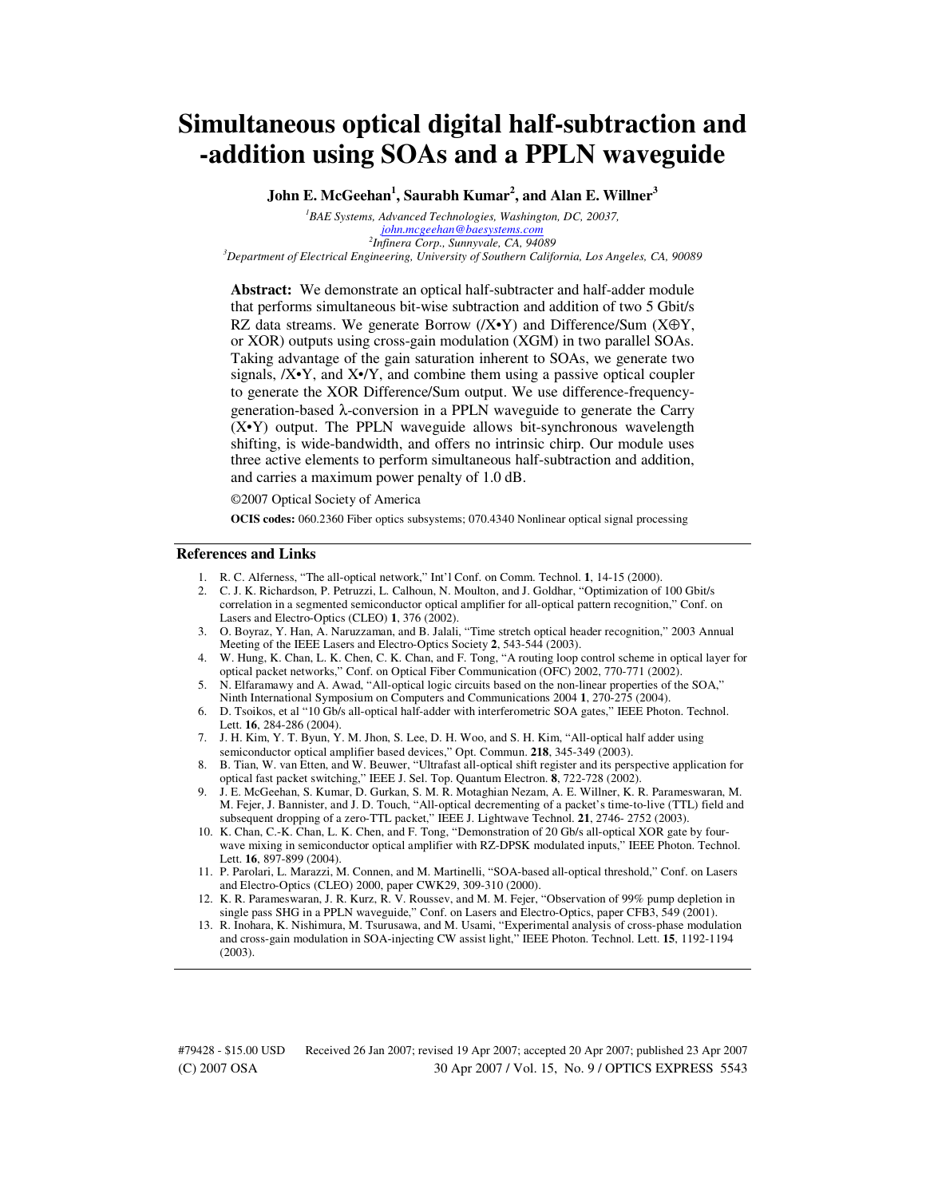# Simultaneous optical digital half-subtraction and -addition using SOAs and a PPLN waveguide

**John E. McGeehan[1], Saurabh Kumar[2], and Alan E. Willner[3]**

[1] *BAE Systems, Advanced Technologies, Washington, DC, 20037,*
*john.mcgeehan@baesystems.com*
[2] *Infinera Corp., Sunnyvale, CA, 94089*
[3] *Department of Electrical Engineering, University of Southern California, Los Angeles, CA, 90089*

**Abstract:** We demonstrate an optical half-subtracter and half-adder module that performs simultaneous bit-wise subtraction and addition of two 5 Gbit/s RZ data streams. We generate Borrow (/X•Y) and Difference/Sum (X⊕Y, or XOR) outputs using cross-gain modulation (XGM) in two parallel SOAs. Taking advantage of the gain saturation inherent to SOAs, we generate two signals, /X•Y, and X•/Y, and combine them using a passive optical coupler to generate the XOR Difference/Sum output. We use difference-frequency-generation-based λ-conversion in a PPLN waveguide to generate the Carry (X•Y) output. The PPLN waveguide allows bit-synchronous wavelength shifting, is wide-bandwidth, and offers no intrinsic chirp. Our module uses three active elements to perform simultaneous half-subtraction and addition, and carries a maximum power penalty of 1.0 dB.

©2007 Optical Society of America

**OCIS codes:** 060.2360 Fiber optics subsystems; 070.4340 Nonlinear optical signal processing

## References and Links

1. R. C. Alferness, "The all-optical network," Int'l Conf. on Comm. Technol. **1**, 14-15 (2000).
2. C. J. K. Richardson, P. Petruzzi, L. Calhoun, N. Moulton, and J. Goldhar, "Optimization of 100 Gbit/s correlation in a segmented semiconductor optical amplifier for all-optical pattern recognition," Conf. on Lasers and Electro-Optics (CLEO) **1**, 376 (2002).
3. O. Boyraz, Y. Han, A. Naruzzaman, and B. Jalali, "Time stretch optical header recognition," 2003 Annual Meeting of the IEEE Lasers and Electro-Optics Society **2**, 543-544 (2003).
4. W. Hung, K. Chan, L. K. Chen, C. K. Chan, and F. Tong, "A routing loop control scheme in optical layer for optical packet networks," Conf. on Optical Fiber Communication (OFC) 2002, 770-771 (2002).
5. N. Elfaramawy and A. Awad, "All-optical logic circuits based on the non-linear properties of the SOA," Ninth International Symposium on Computers and Communications 2004 **1**, 270-275 (2004).
6. D. Tsoikos, et al "10 Gb/s all-optical half-adder with interferometric SOA gates," IEEE Photon. Technol. Lett. **16**, 284-286 (2004).
7. J. H. Kim, Y. T. Byun, Y. M. Jhon, S. Lee, D. H. Woo, and S. H. Kim, "All-optical half adder using semiconductor optical amplifier based devices," Opt. Commun. **218**, 345-349 (2003).
8. B. Tian, W. van Etten, and W. Beuwer, "Ultrafast all-optical shift register and its perspective application for optical fast packet switching," IEEE J. Sel. Top. Quantum Electron. **8**, 722-728 (2002).
9. J. E. McGeehan, S. Kumar, D. Gurkan, S. M. R. Motaghian Nezam, A. E. Willner, K. R. Parameswaran, M. M. Fejer, J. Bannister, and J. D. Touch, "All-optical decrementing of a packet's time-to-live (TTL) field and subsequent dropping of a zero-TTL packet," IEEE J. Lightwave Technol. **21**, 2746- 2752 (2003).
10. K. Chan, C.-K. Chan, L. K. Chen, and F. Tong, "Demonstration of 20 Gb/s all-optical XOR gate by four-wave mixing in semiconductor optical amplifier with RZ-DPSK modulated inputs," IEEE Photon. Technol. Lett. **16**, 897-899 (2004).
11. P. Parolari, L. Marazzi, M. Connen, and M. Martinelli, "SOA-based all-optical threshold," Conf. on Lasers and Electro-Optics (CLEO) 2000, paper CWK29, 309-310 (2000).
12. K. R. Parameswaran, J. R. Kurz, R. V. Roussev, and M. M. Fejer, "Observation of 99% pump depletion in single pass SHG in a PPLN waveguide," Conf. on Lasers and Electro-Optics, paper CFB3, 549 (2001).
13. R. Inohara, K. Nishimura, M. Tsurusawa, and M. Usami, "Experimental analysis of cross-phase modulation and cross-gain modulation in SOA-injecting CW assist light," IEEE Photon. Technol. Lett. **15**, 1192-1194 (2003).

#79428 - $15.00 USD Received 26 Jan 2007; revised 19 Apr 2007; accepted 20 Apr 2007; published 23 Apr 2007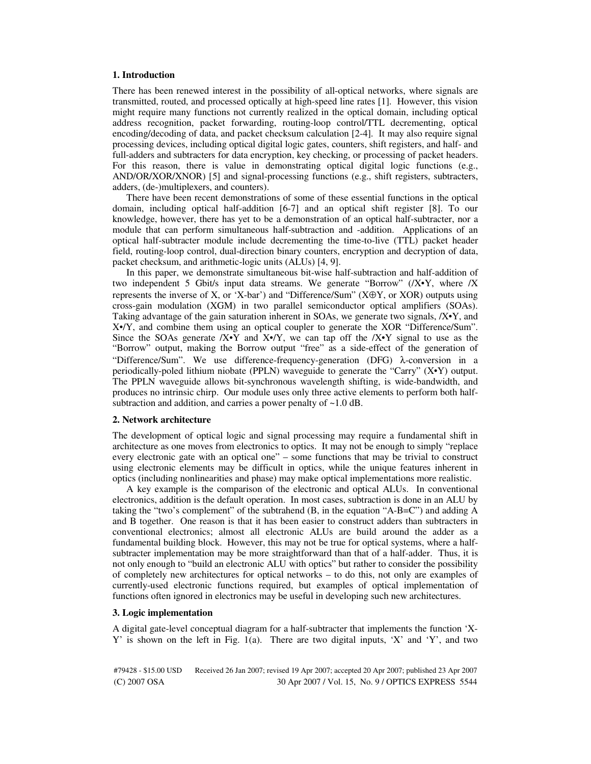## 1. Introduction

There has been renewed interest in the possibility of all-optical networks, where signals are transmitted, routed, and processed optically at high-speed line rates [1]. However, this vision might require many functions not currently realized in the optical domain, including optical address recognition, packet forwarding, routing-loop control/TTL decrementing, optical encoding/decoding of data, and packet checksum calculation [2-4]. It may also require signal processing devices, including optical digital logic gates, counters, shift registers, and half- and full-adders and subtracters for data encryption, key checking, or processing of packet headers. For this reason, there is value in demonstrating optical digital logic functions (e.g., AND/OR/XOR/XNOR) [5] and signal-processing functions (e.g., shift registers, subtracters, adders, (de-)multiplexers, and counters).

There have been recent demonstrations of some of these essential functions in the optical domain, including optical half-addition [6-7] and an optical shift register [8]. To our knowledge, however, there has yet to be a demonstration of an optical half-subtracter, nor a module that can perform simultaneous half-subtraction and -addition. Applications of an optical half-subtracter module include decrementing the time-to-live (TTL) packet header field, routing-loop control, dual-direction binary counters, encryption and decryption of data, packet checksum, and arithmetic-logic units (ALUs) [4, 9].

In this paper, we demonstrate simultaneous bit-wise half-subtraction and half-addition of two independent 5 Gbit/s input data streams. We generate "Borrow" (/X•Y, where /X represents the inverse of X, or 'X-bar') and "Difference/Sum" (X⊕Y, or XOR) outputs using cross-gain modulation (XGM) in two parallel semiconductor optical amplifiers (SOAs). Taking advantage of the gain saturation inherent in SOAs, we generate two signals, /X•Y, and X•/Y, and combine them using an optical coupler to generate the XOR "Difference/Sum". Since the SOAs generate /X•Y and X•/Y, we can tap off the /X•Y signal to use as the "Borrow" output, making the Borrow output "free" as a side-effect of the generation of "Difference/Sum". We use difference-frequency-generation (DFG) $\lambda$-conversion in a periodically-poled lithium niobate (PPLN) waveguide to generate the "Carry" (X•Y) output. The PPLN waveguide allows bit-synchronous wavelength shifting, is wide-bandwidth, and produces no intrinsic chirp. Our module uses only three active elements to perform both half-subtraction and addition, and carries a power penalty of ~1.0 dB.

## 2. Network architecture

The development of optical logic and signal processing may require a fundamental shift in architecture as one moves from electronics to optics. It may not be enough to simply "replace every electronic gate with an optical one" – some functions that may be trivial to construct using electronic elements may be difficult in optics, while the unique features inherent in optics (including nonlinearities and phase) may make optical implementations more realistic.

A key example is the comparison of the electronic and optical ALUs. In conventional electronics, addition is the default operation. In most cases, subtraction is done in an ALU by taking the "two's complement" of the subtrahend (B, in the equation "A-B=C") and adding A and B together. One reason is that it has been easier to construct adders than subtracters in conventional electronics; almost all electronic ALUs are build around the adder as a fundamental building block. However, this may not be true for optical systems, where a half-subtracter implementation may be more straightforward than that of a half-adder. Thus, it is not only enough to "build an electronic ALU with optics" but rather to consider the possibility of completely new architectures for optical networks – to do this, not only are examples of currently-used electronic functions required, but examples of optical implementation of functions often ignored in electronics may be useful in developing such new architectures.

## 3. Logic implementation

A digital gate-level conceptual diagram for a half-subtracter that implements the function 'X-Y' is shown on the left in Fig. 1(a). There are two digital inputs, 'X' and 'Y', and two

#79428 - $15.00 USD Received 26 Jan 2007; revised 19 Apr 2007; accepted 20 Apr 2007; published 23 Apr 2007
(C) 2007 OSA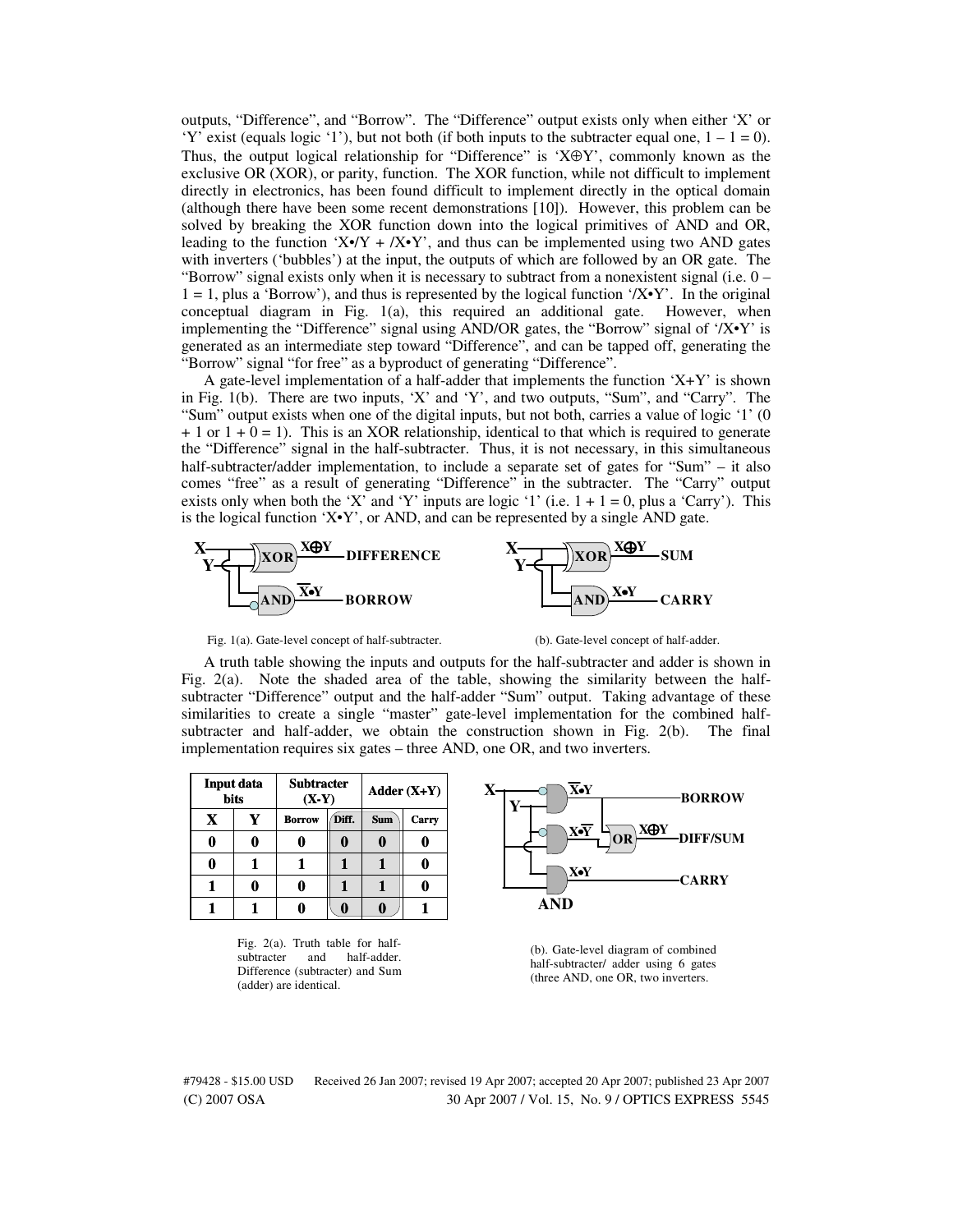outputs, “Difference”, and “Borrow”. The “Difference” output exists only when either ‘X’ or ‘Y’ exist (equals logic ‘1’), but not both (if both inputs to the subtracter equal one, $1 - 1 = 0$). Thus, the output logical relationship for “Difference” is ‘X⊕Y’, commonly known as the exclusive OR (XOR), or parity, function. The XOR function, while not difficult to implement directly in electronics, has been found difficult to implement directly in the optical domain (although there have been some recent demonstrations [10]). However, this problem can be solved by breaking the XOR function down into the logical primitives of AND and OR, leading to the function ‘X•/Y + /X•Y’, and thus can be implemented using two AND gates with inverters (‘bubbles’) at the input, the outputs of which are followed by an OR gate. The “Borrow” signal exists only when it is necessary to subtract from a nonexistent signal (i.e. $0 - 1 = 1$, plus a ‘Borrow’), and thus is represented by the logical function ‘/X•Y’. In the original conceptual diagram in Fig. 1(a), this required an additional gate. However, when implementing the “Difference” signal using AND/OR gates, the “Borrow” signal of ‘/X•Y’ is generated as an intermediate step toward “Difference”, and can be tapped off, generating the “Borrow” signal “for free” as a byproduct of generating “Difference”.

A gate-level implementation of a half-adder that implements the function ‘X+Y’ is shown in Fig. 1(b). There are two inputs, ‘X’ and ‘Y’, and two outputs, “Sum”, and “Carry”. The “Sum” output exists when one of the digital inputs, but not both, carries a value of logic ‘1’ ($0 + 1$ or $1 + 0 = 1$). This is an XOR relationship, identical to that which is required to generate the “Difference” signal in the half-subtracter. Thus, it is not necessary, in this simultaneous half-subtracter/adder implementation, to include a separate set of gates for “Sum” – it also comes “free” as a result of generating “Difference” in the subtracter. The “Carry” output exists only when both the ‘X’ and ‘Y’ inputs are logic ‘1’ (i.e. $1 + 1 = 0$, plus a ‘Carry’). This is the logical function ‘X•Y’, or AND, and can be represented by a single AND gate.

Fig. 1(a). Gate-level concept of half-subtracter.

(b). Gate-level concept of half-adder.

A truth table showing the inputs and outputs for the half-subtracter and adder is shown in Fig. 2(a). Note the shaded area of the table, showing the similarity between the half-subtracter “Difference” output and the half-adder “Sum” output. Taking advantage of these similarities to create a single “master” gate-level implementation for the combined half-subtracter and half-adder, we obtain the construction shown in Fig. 2(b). The final implementation requires six gates – three AND, one OR, and two inverters.

| Input data bits | | Subtracter (X-Y) | | Adder (X+Y) | |
|---|---|---|---|---|---|
| **X** | **Y** | **Borrow** | **Diff.** | **Sum** | **Carry** |
| 0 | 0 | 0 | 0 | 0 | 0 |
| 0 | 1 | 1 | 1 | 1 | 0 |
| 1 | 0 | 0 | 1 | 1 | 0 |
| 1 | 1 | 0 | 0 | 0 | 1 |

Fig. 2(a). Truth table for half-subtracter and half-adder. Difference (subtracter) and Sum (adder) are identical.

(b). Gate-level diagram of combined half-subtracter/ adder using 6 gates (three AND, one OR, two inverters.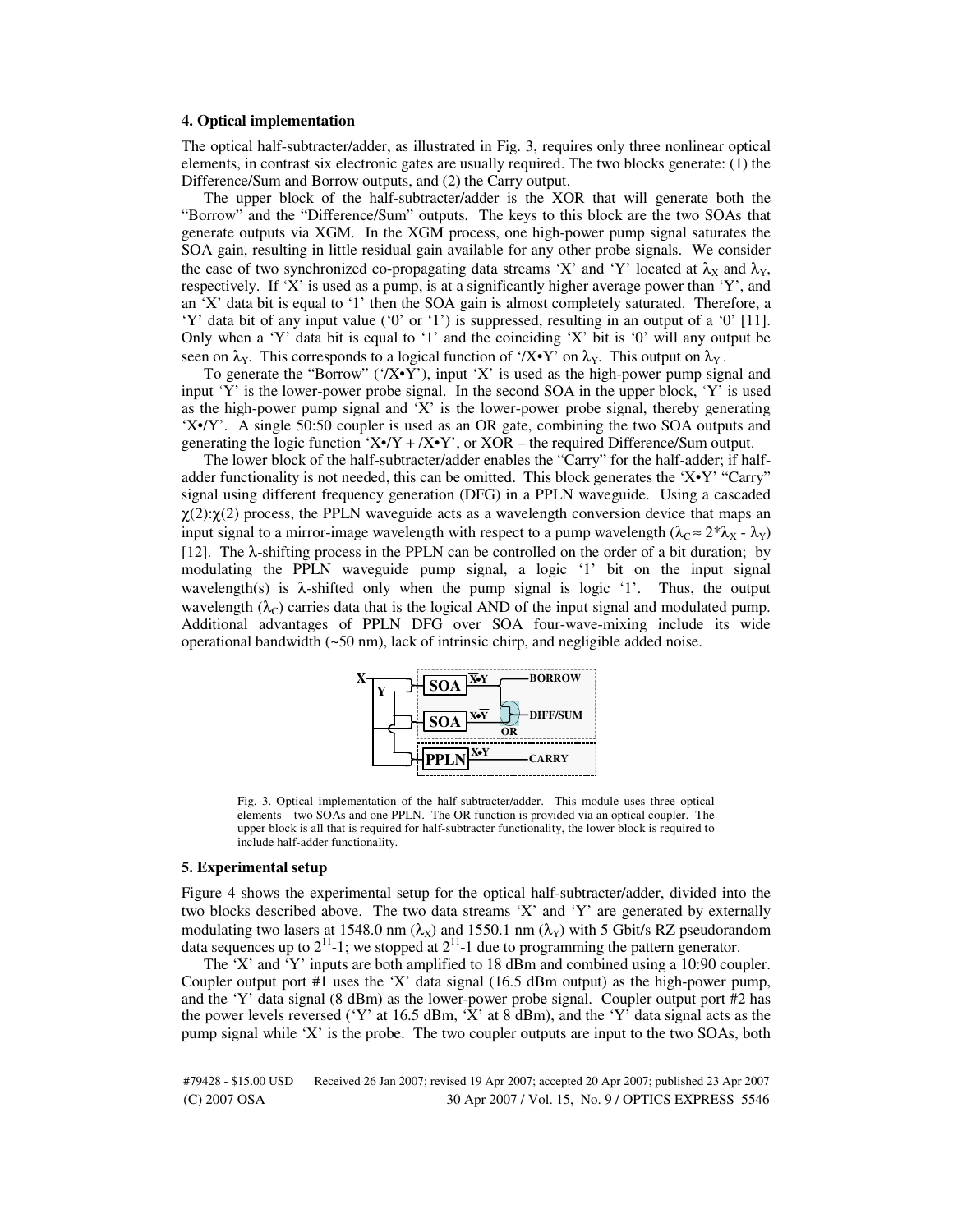### 4. Optical implementation

The optical half-subtracter/adder, as illustrated in Fig. 3, requires only three nonlinear optical elements, in contrast six electronic gates are usually required. The two blocks generate: (1) the Difference/Sum and Borrow outputs, and (2) the Carry output.

The upper block of the half-subtracter/adder is the XOR that will generate both the "Borrow" and the "Difference/Sum" outputs. The keys to this block are the two SOAs that generate outputs via XGM. In the XGM process, one high-power pump signal saturates the SOA gain, resulting in little residual gain available for any other probe signals. We consider the case of two synchronized co-propagating data streams 'X' and 'Y' located at $\lambda_X$ and $\lambda_Y$, respectively. If 'X' is used as a pump, is at a significantly higher average power than 'Y', and an 'X' data bit is equal to '1' then the SOA gain is almost completely saturated. Therefore, a 'Y' data bit of any input value ('0' or '1') is suppressed, resulting in an output of a '0' [11]. Only when a 'Y' data bit is equal to '1' and the coinciding 'X' bit is '0' will any output be seen on $\lambda_Y$. This corresponds to a logical function of '/X•Y' on $\lambda_Y$. This output on $\lambda_Y$.

To generate the "Borrow" ('/X•Y'), input 'X' is used as the high-power pump signal and input 'Y' is the lower-power probe signal. In the second SOA in the upper block, 'Y' is used as the high-power pump signal and 'X' is the lower-power probe signal, thereby generating 'X•/Y'. A single 50:50 coupler is used as an OR gate, combining the two SOA outputs and generating the logic function 'X•/Y + /X•Y', or XOR – the required Difference/Sum output.

The lower block of the half-subtracter/adder enables the "Carry" for the half-adder; if half-adder functionality is not needed, this can be omitted. This block generates the 'X•Y' "Carry" signal using different frequency generation (DFG) in a PPLN waveguide. Using a cascaded $\chi(2):\chi(2)$ process, the PPLN waveguide acts as a wavelength conversion device that maps an input signal to a mirror-image wavelength with respect to a pump wavelength ($\lambda_C \approx 2*\lambda_X - \lambda_Y$) [12]. The $\lambda$-shifting process in the PPLN can be controlled on the order of a bit duration; by modulating the PPLN waveguide pump signal, a logic '1' bit on the input signal wavelength(s) is $\lambda$-shifted only when the pump signal is logic '1'. Thus, the output wavelength ($\lambda_C$) carries data that is the logical AND of the input signal and modulated pump. Additional advantages of PPLN DFG over SOA four-wave-mixing include its wide operational bandwidth (~50 nm), lack of intrinsic chirp, and negligible added noise.

Fig. 3. Optical implementation of the half-subtracter/adder. This module uses three optical elements – two SOAs and one PPLN. The OR function is provided via an optical coupler. The upper block is all that is required for half-subtracter functionality, the lower block is required to include half-adder functionality.

### 5. Experimental setup

Figure 4 shows the experimental setup for the optical half-subtracter/adder, divided into the two blocks described above. The two data streams 'X' and 'Y' are generated by externally modulating two lasers at 1548.0 nm ($\lambda_X$) and 1550.1 nm ($\lambda_Y$) with 5 Gbit/s RZ pseudorandom data sequences up to $2^{11}$-1; we stopped at $2^{11}$-1 due to programming the pattern generator.

The 'X' and 'Y' inputs are both amplified to 18 dBm and combined using a 10:90 coupler. Coupler output port #1 uses the 'X' data signal (16.5 dBm output) as the high-power pump, and the 'Y' data signal (8 dBm) as the lower-power probe signal. Coupler output port #2 has the power levels reversed ('Y' at 16.5 dBm, 'X' at 8 dBm), and the 'Y' data signal acts as the pump signal while 'X' is the probe. The two coupler outputs are input to the two SOAs, both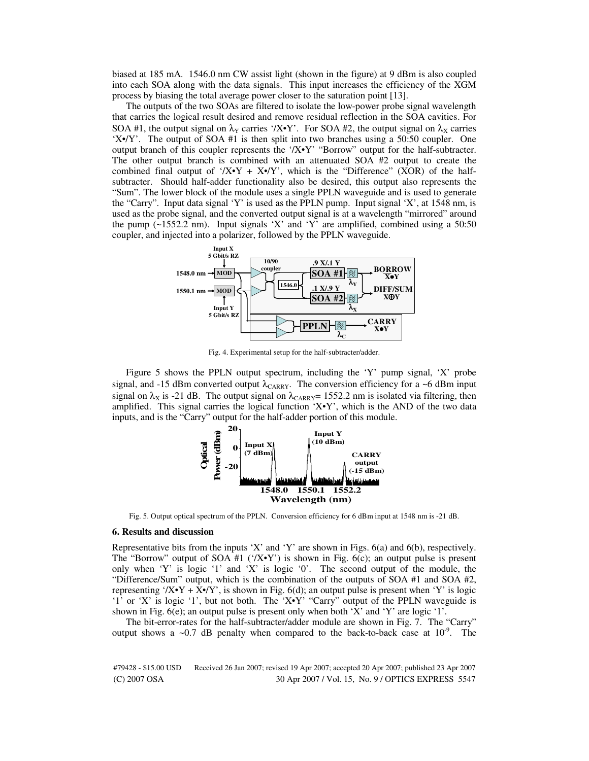biased at 185 mA. 1546.0 nm CW assist light (shown in the figure) at 9 dBm is also coupled into each SOA along with the data signals. This input increases the efficiency of the XGM process by biasing the total average power closer to the saturation point [13].

The outputs of the two SOAs are filtered to isolate the low-power probe signal wavelength that carries the logical result desired and remove residual reflection in the SOA cavities. For SOA #1, the output signal on $\lambda_Y$ carries '/X•Y'. For SOA #2, the output signal on $\lambda_X$ carries 'X•/Y'. The output of SOA #1 is then split into two branches using a 50:50 coupler. One output branch of this coupler represents the '/X•Y' "Borrow" output for the half-subtracter. The other output branch is combined with an attenuated SOA #2 output to create the combined final output of '/X•Y + X•/Y', which is the "Difference" (XOR) of the half-subtracter. Should half-adder functionality also be desired, this output also represents the "Sum". The lower block of the module uses a single PPLN waveguide and is used to generate the "Carry". Input data signal 'Y' is used as the PPLN pump. Input signal 'X', at 1548 nm, is used as the probe signal, and the converted output signal is at a wavelength "mirrored" around the pump (~1552.2 nm). Input signals 'X' and 'Y' are amplified, combined using a 50:50 coupler, and injected into a polarizer, followed by the PPLN waveguide.

Fig. 4. Experimental setup for the half-subtracter/adder.

Figure 5 shows the PPLN output spectrum, including the 'Y' pump signal, 'X' probe signal, and -15 dBm converted output $\lambda_{CARRY}$. The conversion efficiency for a ~6 dBm input signal on $\lambda_X$ is -21 dB. The output signal on $\lambda_{CARRY}$= 1552.2 nm is isolated via filtering, then amplified. This signal carries the logical function 'X•Y', which is the AND of the two data inputs, and is the "Carry" output for the half-adder portion of this module.

Fig. 5. Output optical spectrum of the PPLN. Conversion efficiency for 6 dBm input at 1548 nm is -21 dB.

### 6. Results and discussion

Representative bits from the inputs 'X' and 'Y' are shown in Figs. 6(a) and 6(b), respectively. The "Borrow" output of SOA #1 ('/X•Y') is shown in Fig. 6(c); an output pulse is present only when 'Y' is logic '1' and 'X' is logic '0'. The second output of the module, the "Difference/Sum" output, which is the combination of the outputs of SOA #1 and SOA #2, representing '/X•Y + X•/Y', is shown in Fig. 6(d); an output pulse is present when 'Y' is logic '1' or 'X' is logic '1', but not both. The 'X•Y' "Carry" output of the PPLN waveguide is shown in Fig. 6(e); an output pulse is present only when both 'X' and 'Y' are logic '1'.

The bit-error-rates for the half-subtracter/adder module are shown in Fig. 7. The "Carry" output shows a ~0.7 dB penalty when compared to the back-to-back case at $10^{-9}$. The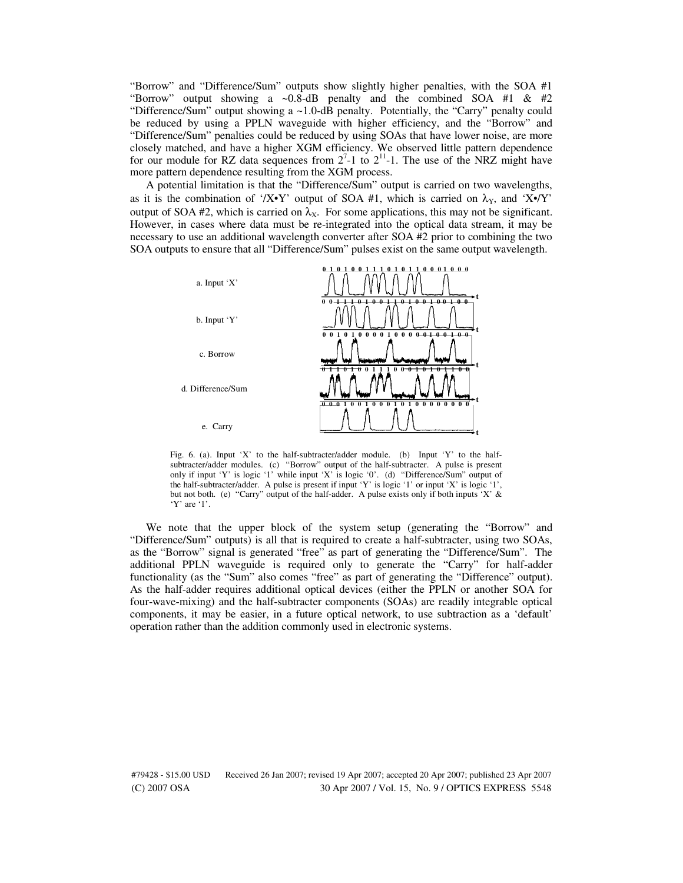"Borrow" and "Difference/Sum" outputs show slightly higher penalties, with the SOA #1 "Borrow" output showing a ~0.8-dB penalty and the combined SOA #1 & #2 "Difference/Sum" output showing a ~1.0-dB penalty. Potentially, the "Carry" penalty could be reduced by using a PPLN waveguide with higher efficiency, and the "Borrow" and "Difference/Sum" penalties could be reduced by using SOAs that have lower noise, are more closely matched, and have a higher XGM efficiency. We observed little pattern dependence for our module for RZ data sequences from $2^7$-1 to $2^{11}$-1. The use of the NRZ might have more pattern dependence resulting from the XGM process.

A potential limitation is that the "Difference/Sum" output is carried on two wavelengths, as it is the combination of '/X•Y' output of SOA #1, which is carried on $\lambda_Y$, and 'X•/Y' output of SOA #2, which is carried on $\lambda_X$. For some applications, this may not be significant. However, in cases where data must be re-integrated into the optical data stream, it may be necessary to use an additional wavelength converter after SOA #2 prior to combining the two SOA outputs to ensure that all "Difference/Sum" pulses exist on the same output wavelength.

Fig. 6. (a). Input 'X' to the half-subtracter/adder module. (b) Input 'Y' to the half-subtracter/adder modules. (c) "Borrow" output of the half-subtracter. A pulse is present only if input 'Y' is logic '1' while input 'X' is logic '0'. (d) "Difference/Sum" output of the half-subtracter/adder. A pulse is present if input 'Y' is logic '1' or input 'X' is logic '1', but not both. (e) "Carry" output of the half-adder. A pulse exists only if both inputs 'X' & 'Y' are '1'.

We note that the upper block of the system setup (generating the "Borrow" and "Difference/Sum" outputs) is all that is required to create a half-subtracter, using two SOAs, as the "Borrow" signal is generated "free" as part of generating the "Difference/Sum". The additional PPLN waveguide is required only to generate the "Carry" for half-adder functionality (as the "Sum" also comes "free" as part of generating the "Difference" output). As the half-adder requires additional optical devices (either the PPLN or another SOA for four-wave-mixing) and the half-subtracter components (SOAs) are readily integrable optical components, it may be easier, in a future optical network, to use subtraction as a 'default' operation rather than the addition commonly used in electronic systems.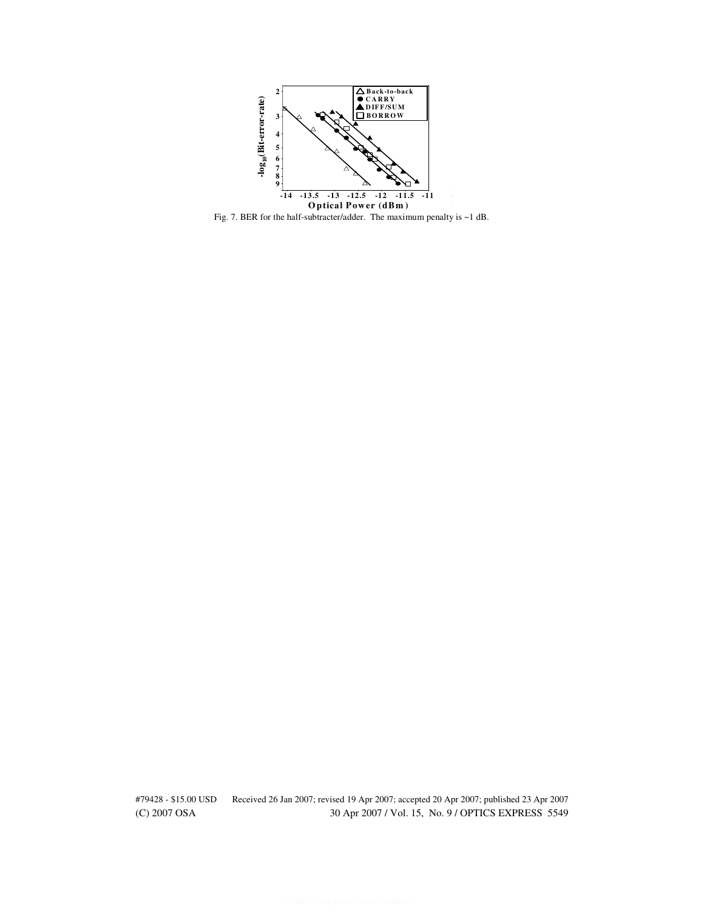-log10(Bit-error-rate)

2
3
4
5
6
7
8
9

-14 -13.5 -13 -12.5 -12 -11.5 -11

Optical Power (dBm)

Back-to-back
CARRY
DIFF/SUM
BORROW

Fig. 7. BER for the half-subtracter/adder. The maximum penalty is ~1 dB.